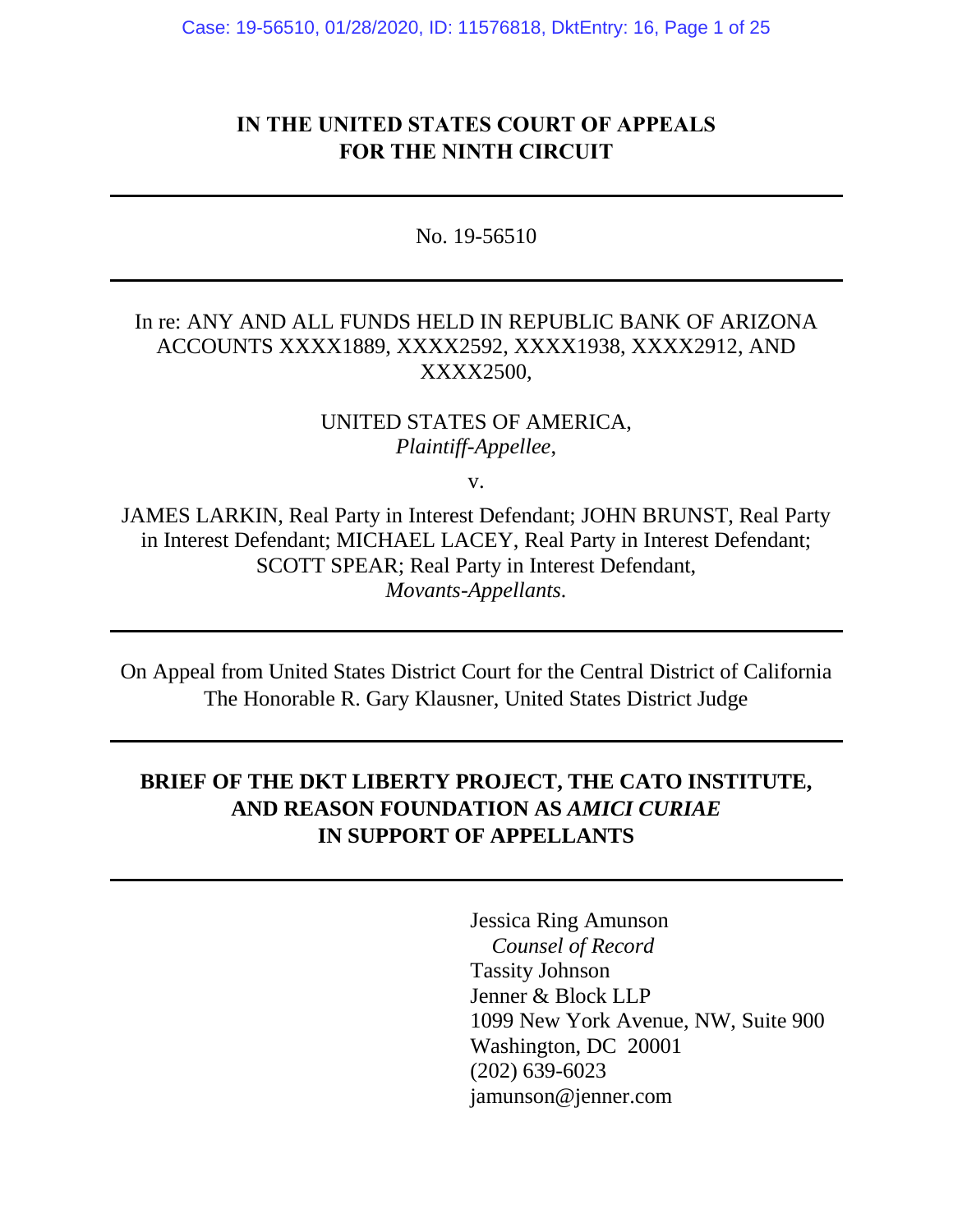**IN THE UNITED STATES COURT OF APPEALS**
**FOR THE NINTH CIRCUIT**

---

No. 19-56510

---

In re: ANY AND ALL FUNDS HELD IN REPUBLIC BANK OF ARIZONA ACCOUNTS XXXX1889, XXXX2592, XXXX1938, XXXX2912, AND XXXX2500,

UNITED STATES OF AMERICA,
*Plaintiff-Appellee*,

v.

JAMES LARKIN, Real Party in Interest Defendant; JOHN BRUNST, Real Party in Interest Defendant; MICHAEL LACEY, Real Party in Interest Defendant; SCOTT SPEAR; Real Party in Interest Defendant,
*Movants-Appellants*.

---

On Appeal from United States District Court for the Central District of California
The Honorable R. Gary Klausner, United States District Judge

---

**BRIEF OF THE DKT LIBERTY PROJECT, THE CATO INSTITUTE, AND REASON FOUNDATION AS *AMICI CURIAE* IN SUPPORT OF APPELLANTS**

---

Jessica Ring Amunson
*Counsel of Record*
Tassity Johnson
Jenner & Block LLP
1099 New York Avenue, NW, Suite 900
Washington, DC 20001
(202) 639-6023
jamunson@jenner.com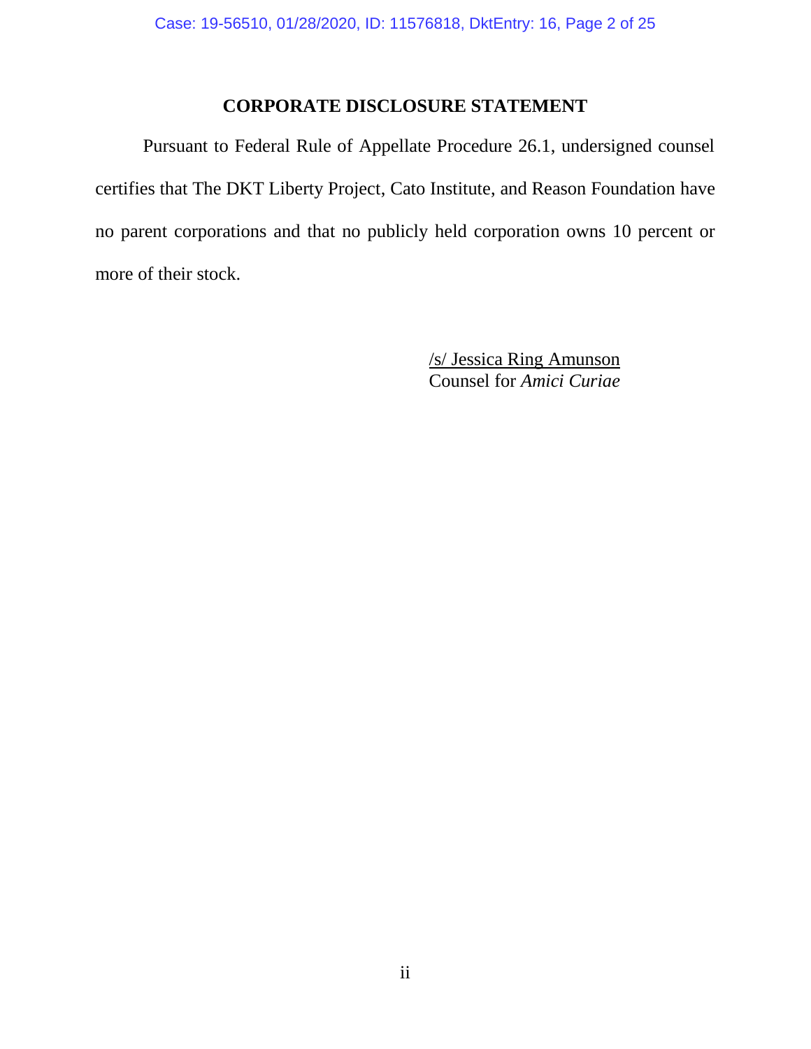## CORPORATE DISCLOSURE STATEMENT

Pursuant to Federal Rule of Appellate Procedure 26.1, undersigned counsel certifies that The DKT Liberty Project, Cato Institute, and Reason Foundation have no parent corporations and that no publicly held corporation owns 10 percent or more of their stock.

/s/ Jessica Ring Amunson
Counsel for *Amici Curiae*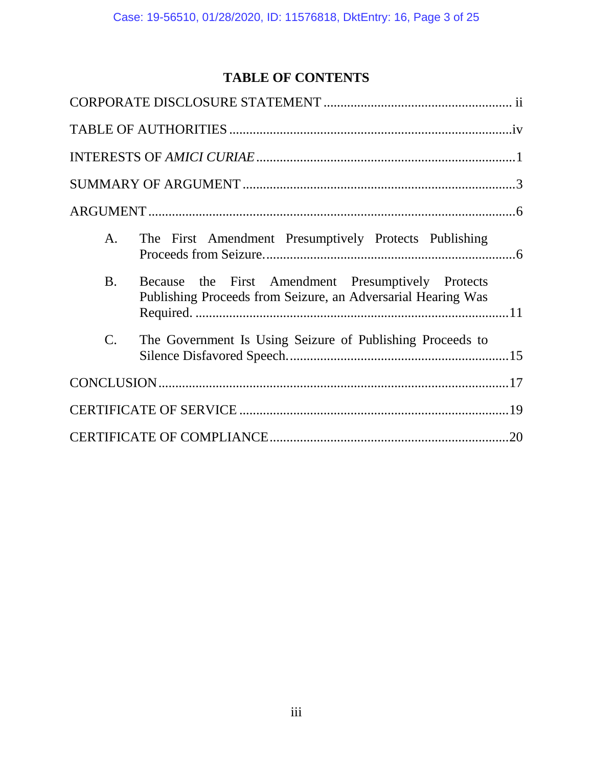# TABLE OF CONTENTS

CORPORATE DISCLOSURE STATEMENT ........................................................ ii

TABLE OF AUTHORITIES ....................................................................................iv

INTERESTS OF *AMICI CURIAE* .............................................................................1

SUMMARY OF ARGUMENT ..................................................................................3

ARGUMENT ..............................................................................................................6

A. The First Amendment Presumptively Protects Publishing Proceeds from Seizure. ...........................................................................6

B. Because the First Amendment Presumptively Protects Publishing Proceeds from Seizure, an Adversarial Hearing Was Required. ..............................................................................................11

C. The Government Is Using Seizure of Publishing Proceeds to Silence Disfavored Speech. ..................................................................15

CONCLUSION .........................................................................................................17

CERTIFICATE OF SERVICE .................................................................................19

CERTIFICATE OF COMPLIANCE .......................................................................20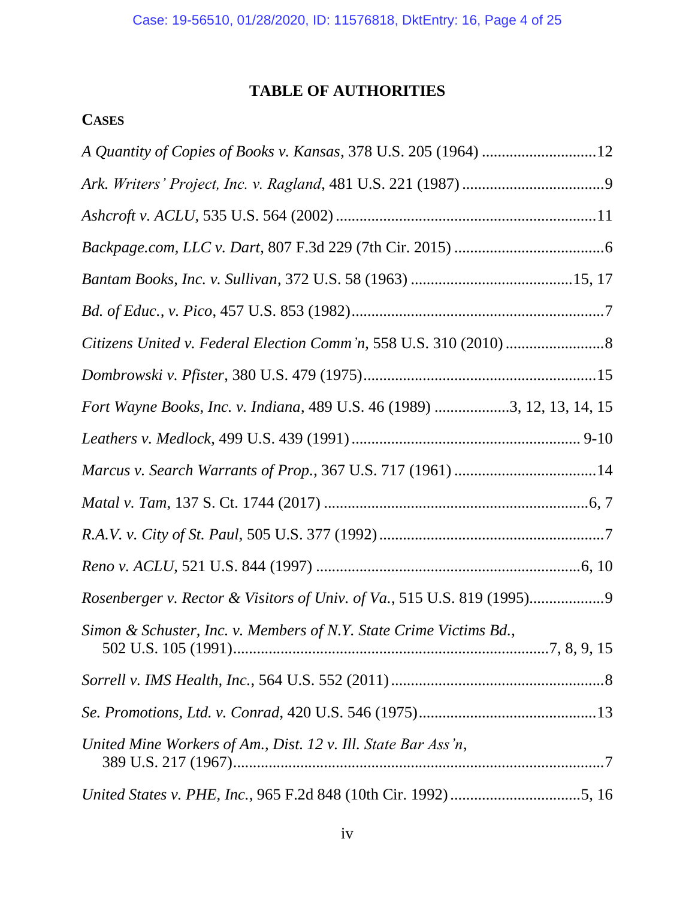# TABLE OF AUTHORITIES

**CASES**

*A Quantity of Copies of Books v. Kansas*, 378 U.S. 205 (1964) .............................12

*Ark. Writers' Project, Inc. v. Ragland*, 481 U.S. 221 (1987) ....................................9

*Ashcroft v. ACLU*, 535 U.S. 564 (2002) ..................................................................11

*Backpage.com, LLC v. Dart*, 807 F.3d 229 (7th Cir. 2015) ......................................6

*Bantam Books, Inc. v. Sullivan*, 372 U.S. 58 (1963) .........................................15, 17

*Bd. of Educ., v. Pico*, 457 U.S. 853 (1982)................................................................7

*Citizens United v. Federal Election Comm'n*, 558 U.S. 310 (2010) .........................8

*Dombrowski v. Pfister*, 380 U.S. 479 (1975)...........................................................15

*Fort Wayne Books, Inc. v. Indiana*, 489 U.S. 46 (1989) ...................3, 12, 13, 14, 15

*Leathers v. Medlock*, 499 U.S. 439 (1991) .......................................................... 9-10

*Marcus v. Search Warrants of Prop.*, 367 U.S. 717 (1961) ....................................14

*Matal v. Tam*, 137 S. Ct. 1744 (2017) ..................................................................6, 7

*R.A.V. v. City of St. Paul*, 505 U.S. 377 (1992).........................................................7

*Reno v. ACLU*, 521 U.S. 844 (1997) ...................................................................6, 10

*Rosenberger v. Rector & Visitors of Univ. of Va.*, 515 U.S. 819 (1995)...................9

*Simon & Schuster, Inc. v. Members of N.Y. State Crime Victims Bd.*, 502 U.S. 105 (1991)..............................................................................7, 8, 9, 15

*Sorrell v. IMS Health, Inc.*, 564 U.S. 552 (2011) ......................................................8

*Se. Promotions, Ltd. v. Conrad*, 420 U.S. 546 (1975)..............................................13

*United Mine Workers of Am., Dist. 12 v. Ill. State Bar Ass'n*, 389 U.S. 217 (1967)............................................................................................7

*United States v. PHE, Inc.*, 965 F.2d 848 (10th Cir. 1992) .................................5, 16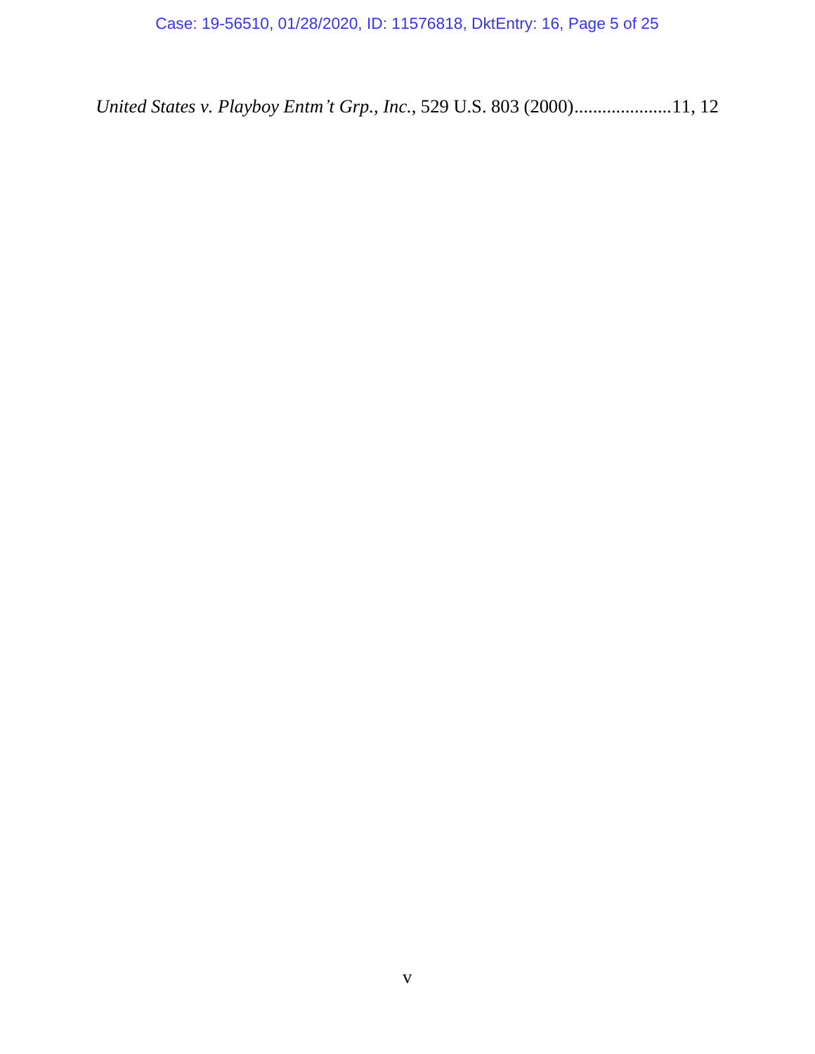*United States v. Playboy Entm't Grp., Inc.*, 529 U.S. 803 (2000)......................11, 12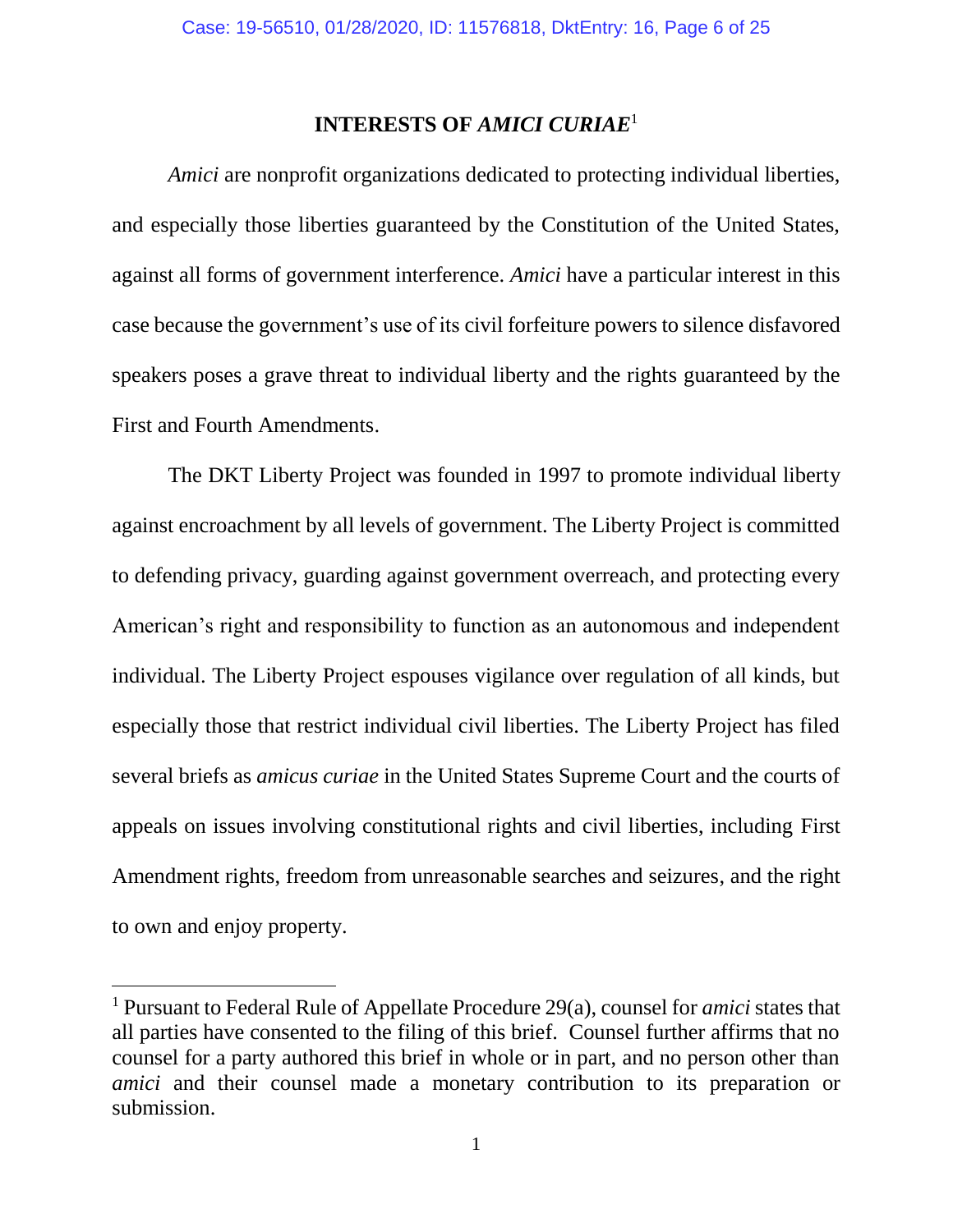## INTERESTS OF *AMICI CURIAE*[1]

*Amici* are nonprofit organizations dedicated to protecting individual liberties, and especially those liberties guaranteed by the Constitution of the United States, against all forms of government interference. *Amici* have a particular interest in this case because the government's use of its civil forfeiture powers to silence disfavored speakers poses a grave threat to individual liberty and the rights guaranteed by the First and Fourth Amendments.

The DKT Liberty Project was founded in 1997 to promote individual liberty against encroachment by all levels of government. The Liberty Project is committed to defending privacy, guarding against government overreach, and protecting every American's right and responsibility to function as an autonomous and independent individual. The Liberty Project espouses vigilance over regulation of all kinds, but especially those that restrict individual civil liberties. The Liberty Project has filed several briefs as *amicus curiae* in the United States Supreme Court and the courts of appeals on issues involving constitutional rights and civil liberties, including First Amendment rights, freedom from unreasonable searches and seizures, and the right to own and enjoy property.

---

[1] Pursuant to Federal Rule of Appellate Procedure 29(a), counsel for *amici* states that all parties have consented to the filing of this brief. Counsel further affirms that no counsel for a party authored this brief in whole or in part, and no person other than *amici* and their counsel made a monetary contribution to its preparation or submission.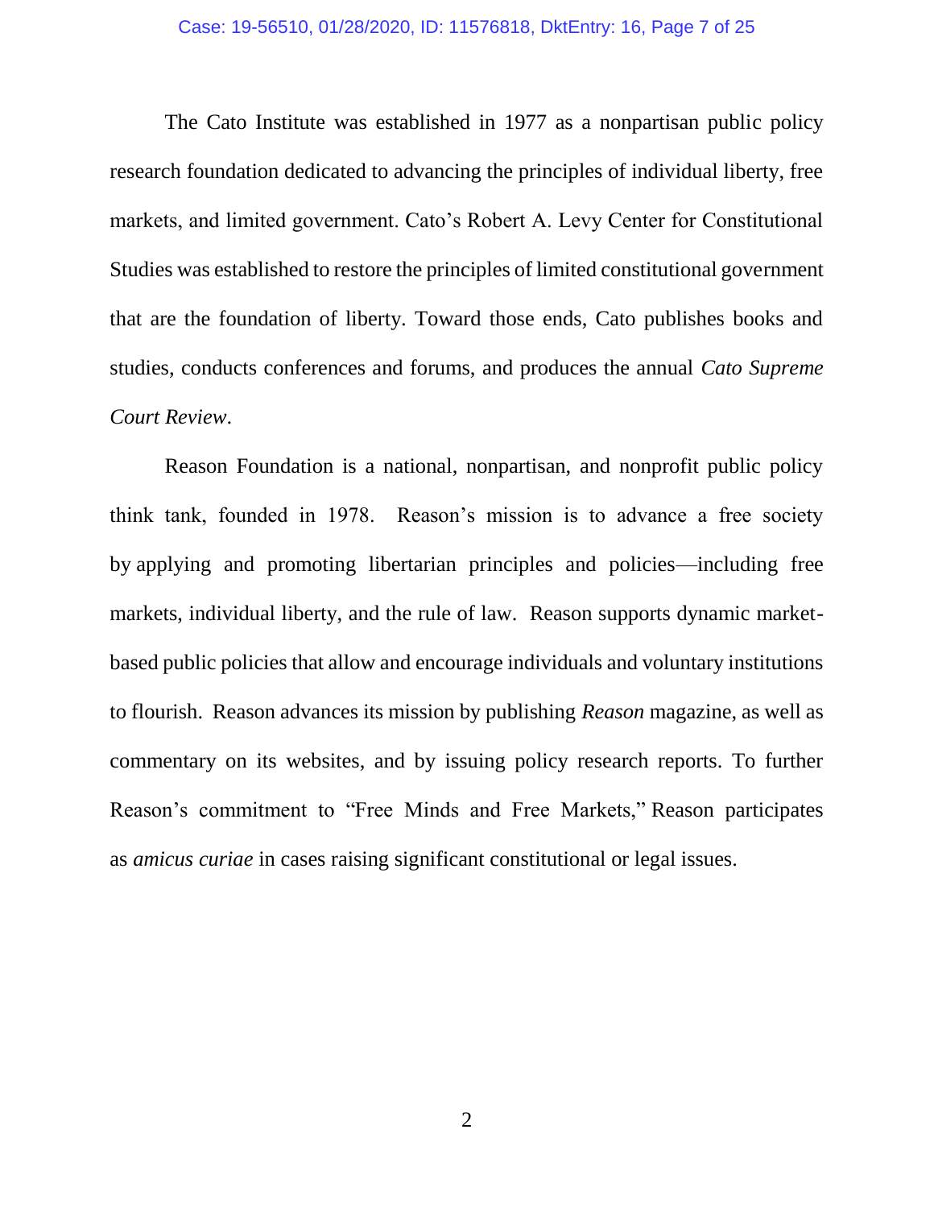The Cato Institute was established in 1977 as a nonpartisan public policy research foundation dedicated to advancing the principles of individual liberty, free markets, and limited government. Cato's Robert A. Levy Center for Constitutional Studies was established to restore the principles of limited constitutional government that are the foundation of liberty. Toward those ends, Cato publishes books and studies, conducts conferences and forums, and produces the annual *Cato Supreme Court Review*.

Reason Foundation is a national, nonpartisan, and nonprofit public policy think tank, founded in 1978. Reason's mission is to advance a free society by applying and promoting libertarian principles and policies—including free markets, individual liberty, and the rule of law. Reason supports dynamic market-based public policies that allow and encourage individuals and voluntary institutions to flourish. Reason advances its mission by publishing *Reason* magazine, as well as commentary on its websites, and by issuing policy research reports. To further Reason's commitment to "Free Minds and Free Markets," Reason participates as *amicus curiae* in cases raising significant constitutional or legal issues.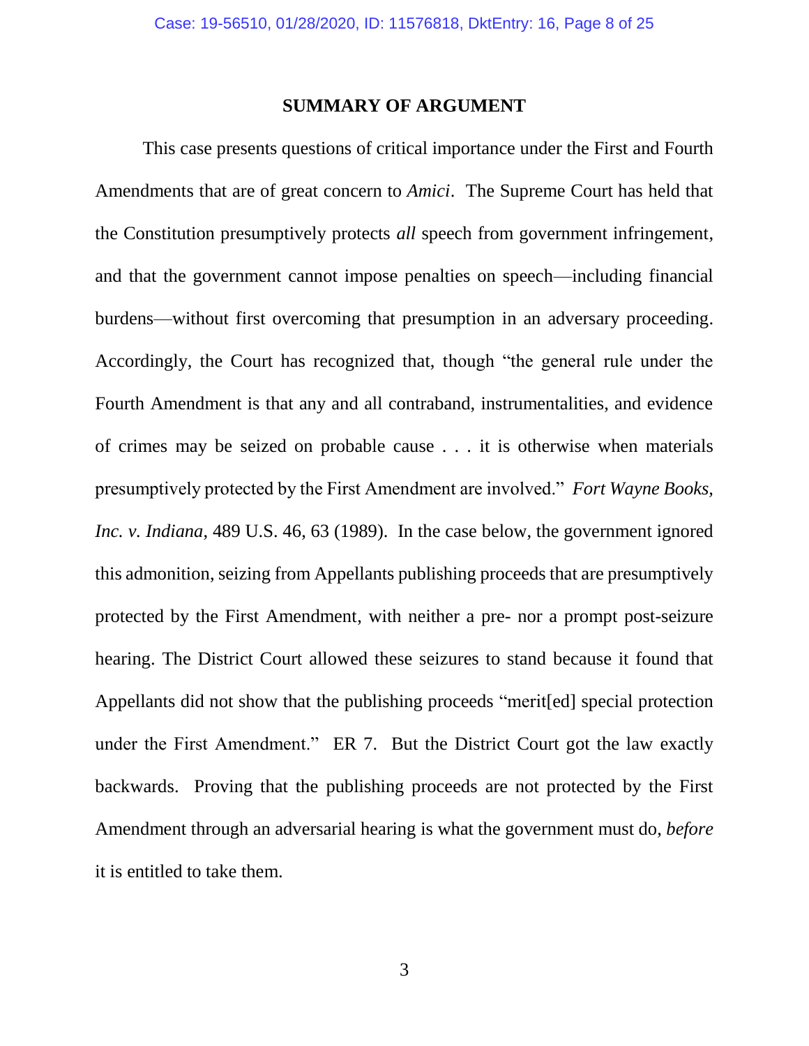## SUMMARY OF ARGUMENT

This case presents questions of critical importance under the First and Fourth Amendments that are of great concern to *Amici*. The Supreme Court has held that the Constitution presumptively protects *all* speech from government infringement, and that the government cannot impose penalties on speech—including financial burdens—without first overcoming that presumption in an adversary proceeding. Accordingly, the Court has recognized that, though "the general rule under the Fourth Amendment is that any and all contraband, instrumentalities, and evidence of crimes may be seized on probable cause . . . it is otherwise when materials presumptively protected by the First Amendment are involved." *Fort Wayne Books, Inc. v. Indiana*, 489 U.S. 46, 63 (1989). In the case below, the government ignored this admonition, seizing from Appellants publishing proceeds that are presumptively protected by the First Amendment, with neither a pre- nor a prompt post-seizure hearing. The District Court allowed these seizures to stand because it found that Appellants did not show that the publishing proceeds "merit[ed] special protection under the First Amendment." ER 7. But the District Court got the law exactly backwards. Proving that the publishing proceeds are not protected by the First Amendment through an adversarial hearing is what the government must do, *before* it is entitled to take them.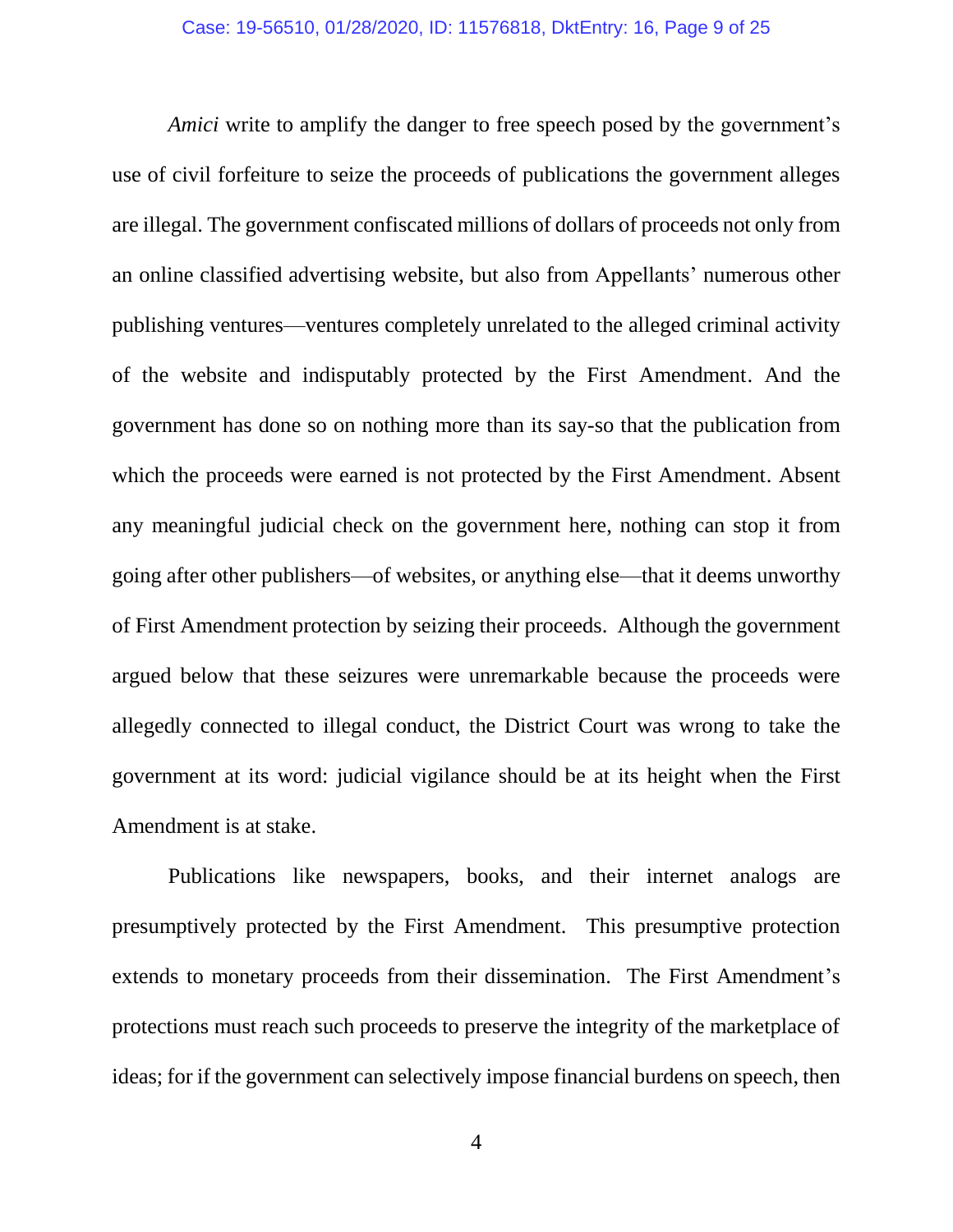*Amici* write to amplify the danger to free speech posed by the government's use of civil forfeiture to seize the proceeds of publications the government alleges are illegal. The government confiscated millions of dollars of proceeds not only from an online classified advertising website, but also from Appellants' numerous other publishing ventures—ventures completely unrelated to the alleged criminal activity of the website and indisputably protected by the First Amendment. And the government has done so on nothing more than its say-so that the publication from which the proceeds were earned is not protected by the First Amendment. Absent any meaningful judicial check on the government here, nothing can stop it from going after other publishers—of websites, or anything else—that it deems unworthy of First Amendment protection by seizing their proceeds. Although the government argued below that these seizures were unremarkable because the proceeds were allegedly connected to illegal conduct, the District Court was wrong to take the government at its word: judicial vigilance should be at its height when the First Amendment is at stake.

Publications like newspapers, books, and their internet analogs are presumptively protected by the First Amendment. This presumptive protection extends to monetary proceeds from their dissemination. The First Amendment's protections must reach such proceeds to preserve the integrity of the marketplace of ideas; for if the government can selectively impose financial burdens on speech, then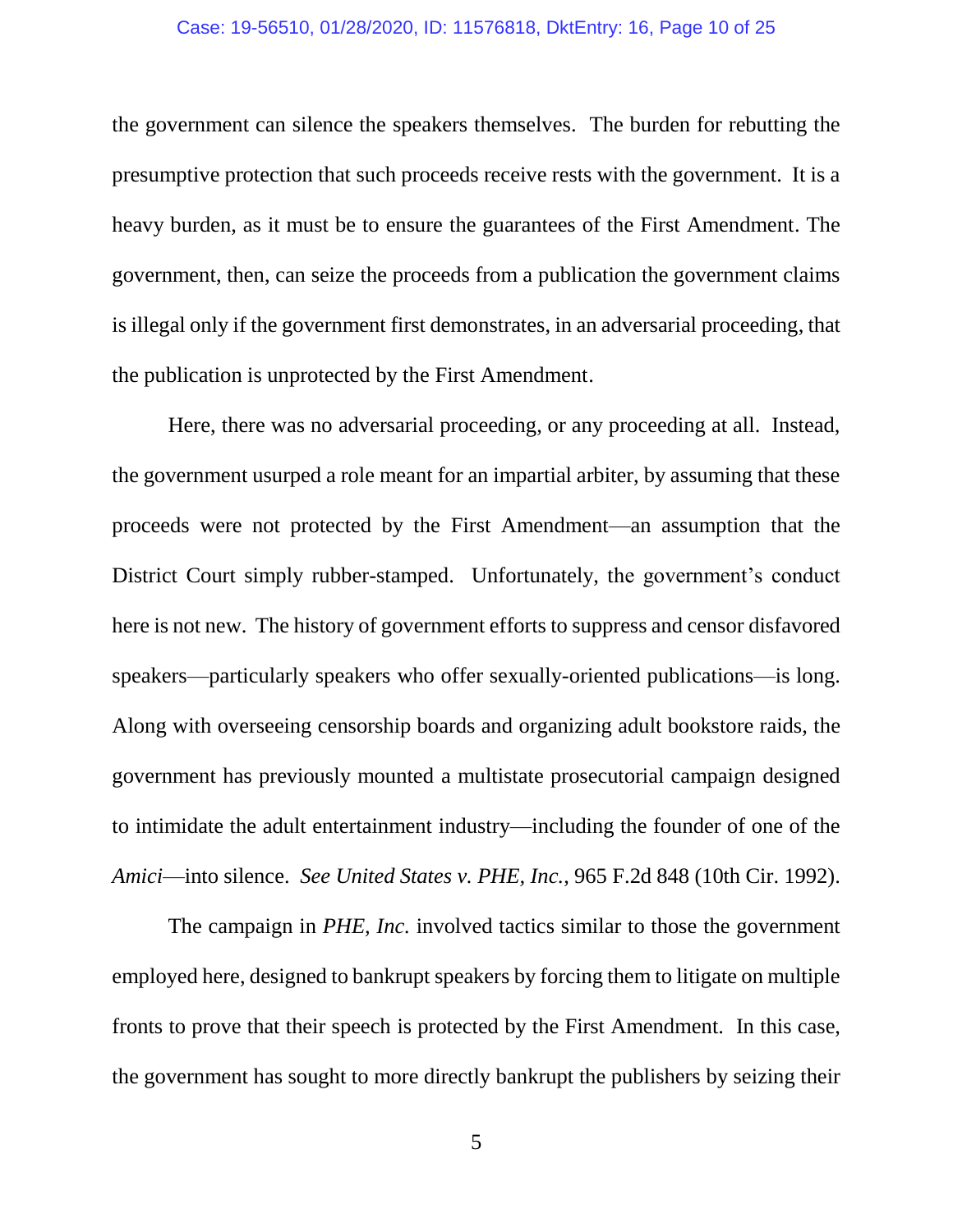the government can silence the speakers themselves. The burden for rebutting the presumptive protection that such proceeds receive rests with the government. It is a heavy burden, as it must be to ensure the guarantees of the First Amendment. The government, then, can seize the proceeds from a publication the government claims is illegal only if the government first demonstrates, in an adversarial proceeding, that the publication is unprotected by the First Amendment.

Here, there was no adversarial proceeding, or any proceeding at all. Instead, the government usurped a role meant for an impartial arbiter, by assuming that these proceeds were not protected by the First Amendment—an assumption that the District Court simply rubber-stamped. Unfortunately, the government's conduct here is not new. The history of government efforts to suppress and censor disfavored speakers—particularly speakers who offer sexually-oriented publications—is long. Along with overseeing censorship boards and organizing adult bookstore raids, the government has previously mounted a multistate prosecutorial campaign designed to intimidate the adult entertainment industry—including the founder of one of the *Amici*—into silence. *See United States v. PHE, Inc.*, 965 F.2d 848 (10th Cir. 1992).

The campaign in *PHE, Inc.* involved tactics similar to those the government employed here, designed to bankrupt speakers by forcing them to litigate on multiple fronts to prove that their speech is protected by the First Amendment. In this case, the government has sought to more directly bankrupt the publishers by seizing their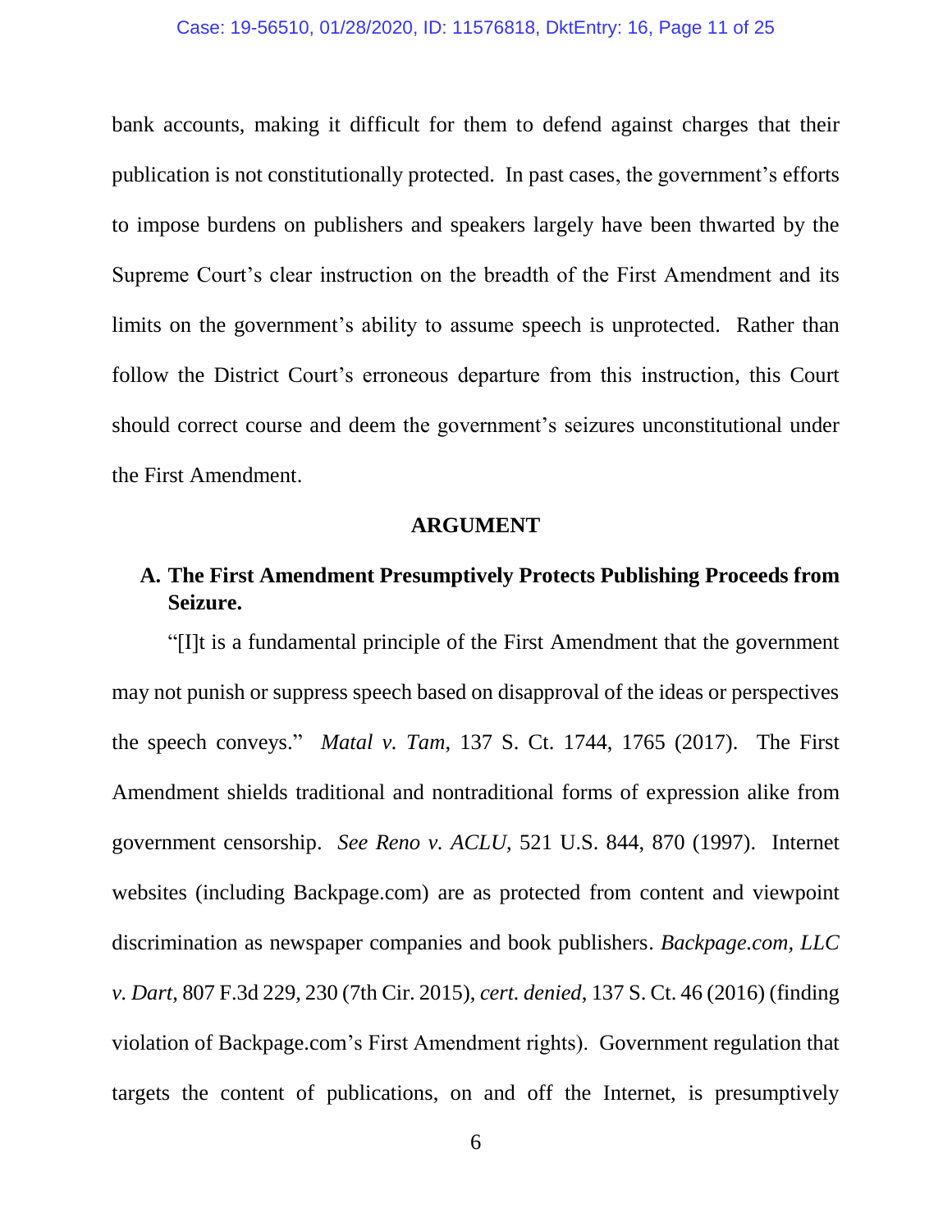bank accounts, making it difficult for them to defend against charges that their publication is not constitutionally protected. In past cases, the government's efforts to impose burdens on publishers and speakers largely have been thwarted by the Supreme Court's clear instruction on the breadth of the First Amendment and its limits on the government's ability to assume speech is unprotected. Rather than follow the District Court's erroneous departure from this instruction, this Court should correct course and deem the government's seizures unconstitutional under the First Amendment.

## ARGUMENT

### A. The First Amendment Presumptively Protects Publishing Proceeds from Seizure.

"[I]t is a fundamental principle of the First Amendment that the government may not punish or suppress speech based on disapproval of the ideas or perspectives the speech conveys." *Matal v. Tam*, 137 S. Ct. 1744, 1765 (2017). The First Amendment shields traditional and nontraditional forms of expression alike from government censorship. *See Reno v. ACLU*, 521 U.S. 844, 870 (1997). Internet websites (including Backpage.com) are as protected from content and viewpoint discrimination as newspaper companies and book publishers. *Backpage.com, LLC v. Dart*, 807 F.3d 229, 230 (7th Cir. 2015), *cert. denied*, 137 S. Ct. 46 (2016) (finding violation of Backpage.com's First Amendment rights). Government regulation that targets the content of publications, on and off the Internet, is presumptively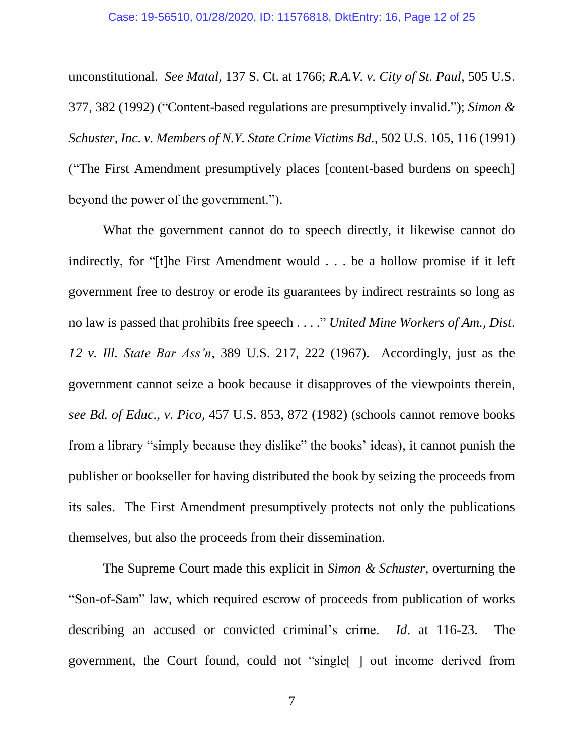unconstitutional. *See Matal*, 137 S. Ct. at 1766; *R.A.V. v. City of St. Paul*, 505 U.S. 377, 382 (1992) ("Content-based regulations are presumptively invalid."); *Simon & Schuster, Inc. v. Members of N.Y. State Crime Victims Bd.*, 502 U.S. 105, 116 (1991) ("The First Amendment presumptively places [content-based burdens on speech] beyond the power of the government.").

What the government cannot do to speech directly, it likewise cannot do indirectly, for "[t]he First Amendment would . . . be a hollow promise if it left government free to destroy or erode its guarantees by indirect restraints so long as no law is passed that prohibits free speech . . . ." *United Mine Workers of Am., Dist. 12 v. Ill. State Bar Ass'n*, 389 U.S. 217, 222 (1967). Accordingly, just as the government cannot seize a book because it disapproves of the viewpoints therein, *see Bd. of Educ., v. Pico*, 457 U.S. 853, 872 (1982) (schools cannot remove books from a library "simply because they dislike" the books' ideas), it cannot punish the publisher or bookseller for having distributed the book by seizing the proceeds from its sales. The First Amendment presumptively protects not only the publications themselves, but also the proceeds from their dissemination.

The Supreme Court made this explicit in *Simon & Schuster*, overturning the "Son-of-Sam" law, which required escrow of proceeds from publication of works describing an accused or convicted criminal's crime. *Id*. at 116-23. The government, the Court found, could not "single[ ] out income derived from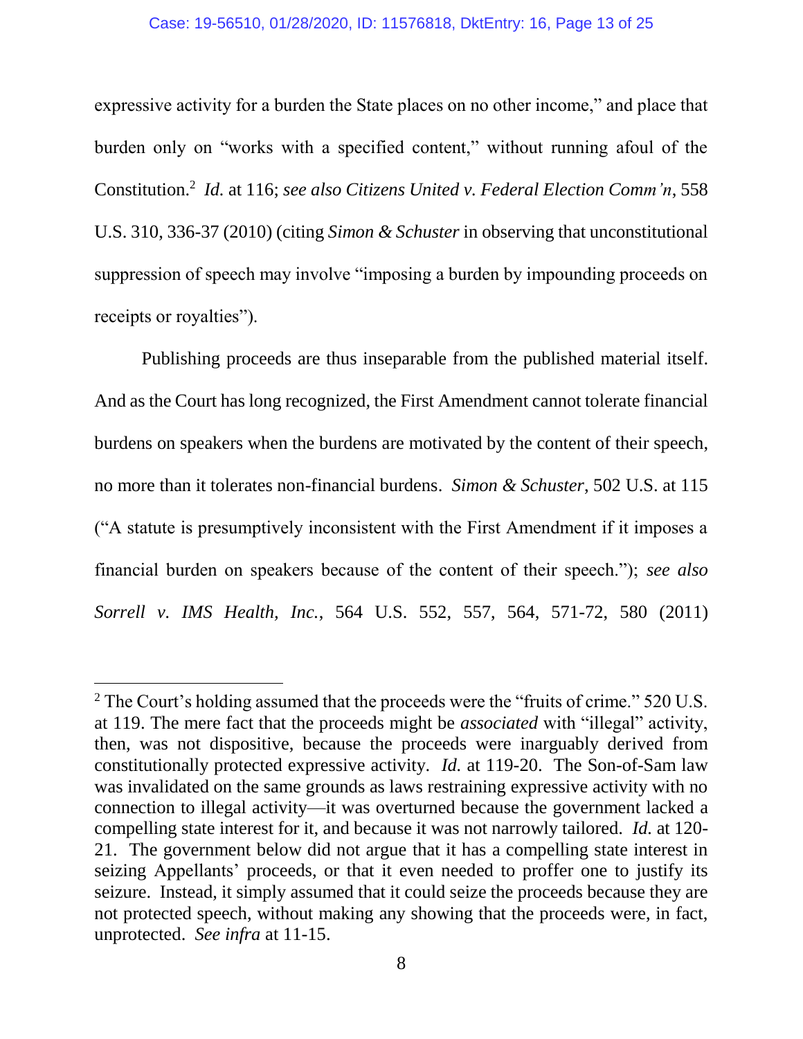expressive activity for a burden the State places on no other income," and place that burden only on "works with a specified content," without running afoul of the Constitution.[2] *Id.* at 116; *see also Citizens United v. Federal Election Comm'n*, 558 U.S. 310, 336-37 (2010) (citing *Simon & Schuster* in observing that unconstitutional suppression of speech may involve "imposing a burden by impounding proceeds on receipts or royalties").

Publishing proceeds are thus inseparable from the published material itself. And as the Court has long recognized, the First Amendment cannot tolerate financial burdens on speakers when the burdens are motivated by the content of their speech, no more than it tolerates non-financial burdens. *Simon & Schuster*, 502 U.S. at 115 ("A statute is presumptively inconsistent with the First Amendment if it imposes a financial burden on speakers because of the content of their speech."); *see also Sorrell v. IMS Health, Inc.*, 564 U.S. 552, 557, 564, 571-72, 580 (2011)

[2] The Court's holding assumed that the proceeds were the "fruits of crime." 520 U.S. at 119. The mere fact that the proceeds might be *associated* with "illegal" activity, then, was not dispositive, because the proceeds were inarguably derived from constitutionally protected expressive activity. *Id.* at 119-20. The Son-of-Sam law was invalidated on the same grounds as laws restraining expressive activity with no connection to illegal activity—it was overturned because the government lacked a compelling state interest for it, and because it was not narrowly tailored. *Id.* at 120-21. The government below did not argue that it has a compelling state interest in seizing Appellants' proceeds, or that it even needed to proffer one to justify its seizure. Instead, it simply assumed that it could seize the proceeds because they are not protected speech, without making any showing that the proceeds were, in fact, unprotected. *See infra* at 11-15.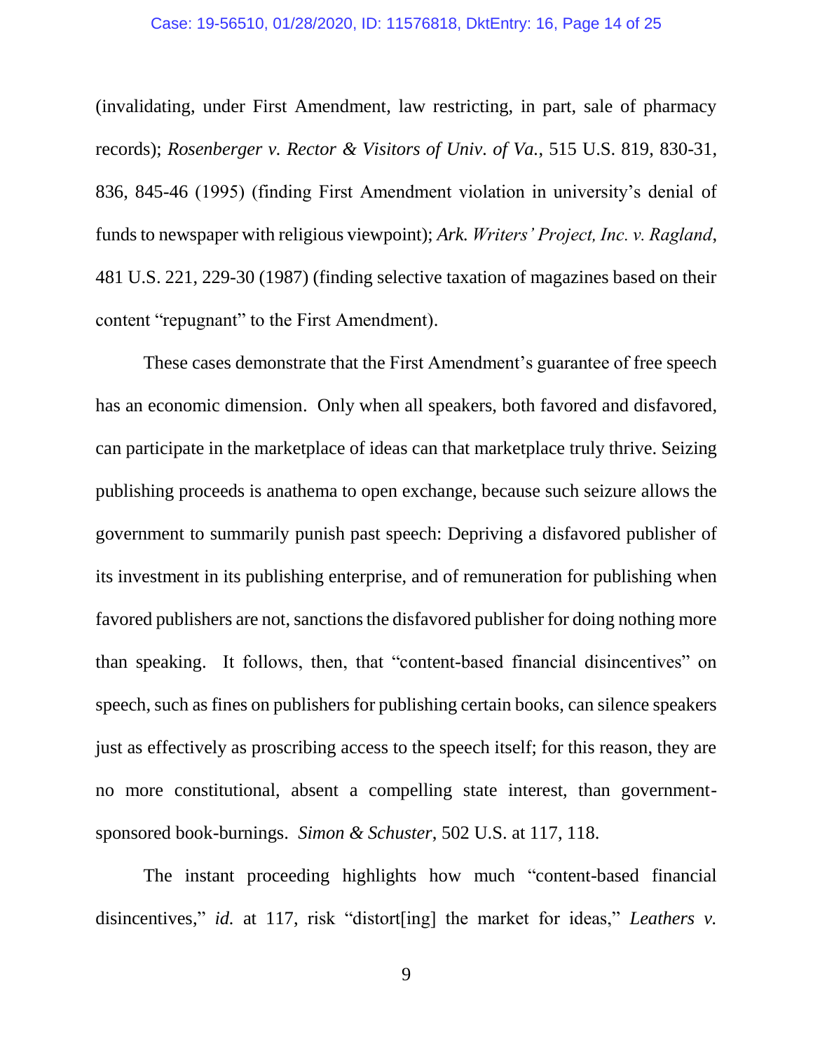(invalidating, under First Amendment, law restricting, in part, sale of pharmacy records); *Rosenberger v. Rector & Visitors of Univ. of Va.*, 515 U.S. 819, 830-31, 836, 845-46 (1995) (finding First Amendment violation in university's denial of funds to newspaper with religious viewpoint); *Ark. Writers' Project, Inc. v. Ragland*, 481 U.S. 221, 229-30 (1987) (finding selective taxation of magazines based on their content "repugnant" to the First Amendment).

These cases demonstrate that the First Amendment's guarantee of free speech has an economic dimension. Only when all speakers, both favored and disfavored, can participate in the marketplace of ideas can that marketplace truly thrive. Seizing publishing proceeds is anathema to open exchange, because such seizure allows the government to summarily punish past speech: Depriving a disfavored publisher of its investment in its publishing enterprise, and of remuneration for publishing when favored publishers are not, sanctions the disfavored publisher for doing nothing more than speaking. It follows, then, that "content-based financial disincentives" on speech, such as fines on publishers for publishing certain books, can silence speakers just as effectively as proscribing access to the speech itself; for this reason, they are no more constitutional, absent a compelling state interest, than government-sponsored book-burnings. *Simon & Schuster*, 502 U.S. at 117, 118.

The instant proceeding highlights how much "content-based financial disincentives," *id.* at 117, risk "distort[ing] the market for ideas," *Leathers v.*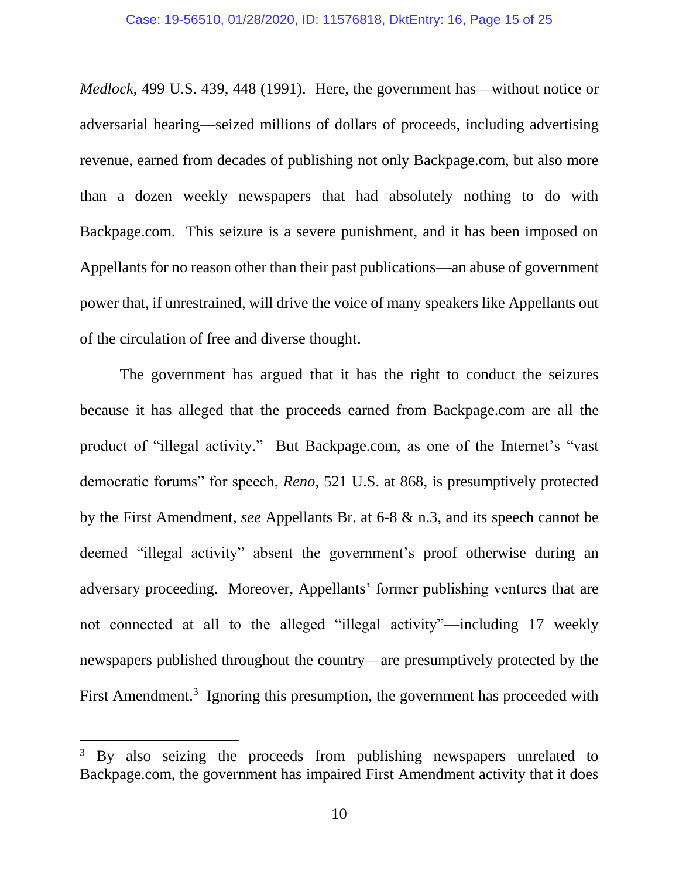*Medlock*, 499 U.S. 439, 448 (1991). Here, the government has—without notice or adversarial hearing—seized millions of dollars of proceeds, including advertising revenue, earned from decades of publishing not only Backpage.com, but also more than a dozen weekly newspapers that had absolutely nothing to do with Backpage.com. This seizure is a severe punishment, and it has been imposed on Appellants for no reason other than their past publications—an abuse of government power that, if unrestrained, will drive the voice of many speakers like Appellants out of the circulation of free and diverse thought.

The government has argued that it has the right to conduct the seizures because it has alleged that the proceeds earned from Backpage.com are all the product of "illegal activity." But Backpage.com, as one of the Internet's "vast democratic forums" for speech, *Reno*, 521 U.S. at 868, is presumptively protected by the First Amendment, *see* Appellants Br. at 6-8 & n.3, and its speech cannot be deemed "illegal activity" absent the government's proof otherwise during an adversary proceeding. Moreover, Appellants' former publishing ventures that are not connected at all to the alleged "illegal activity"—including 17 weekly newspapers published throughout the country—are presumptively protected by the First Amendment.[3] Ignoring this presumption, the government has proceeded with

[3] By also seizing the proceeds from publishing newspapers unrelated to Backpage.com, the government has impaired First Amendment activity that it does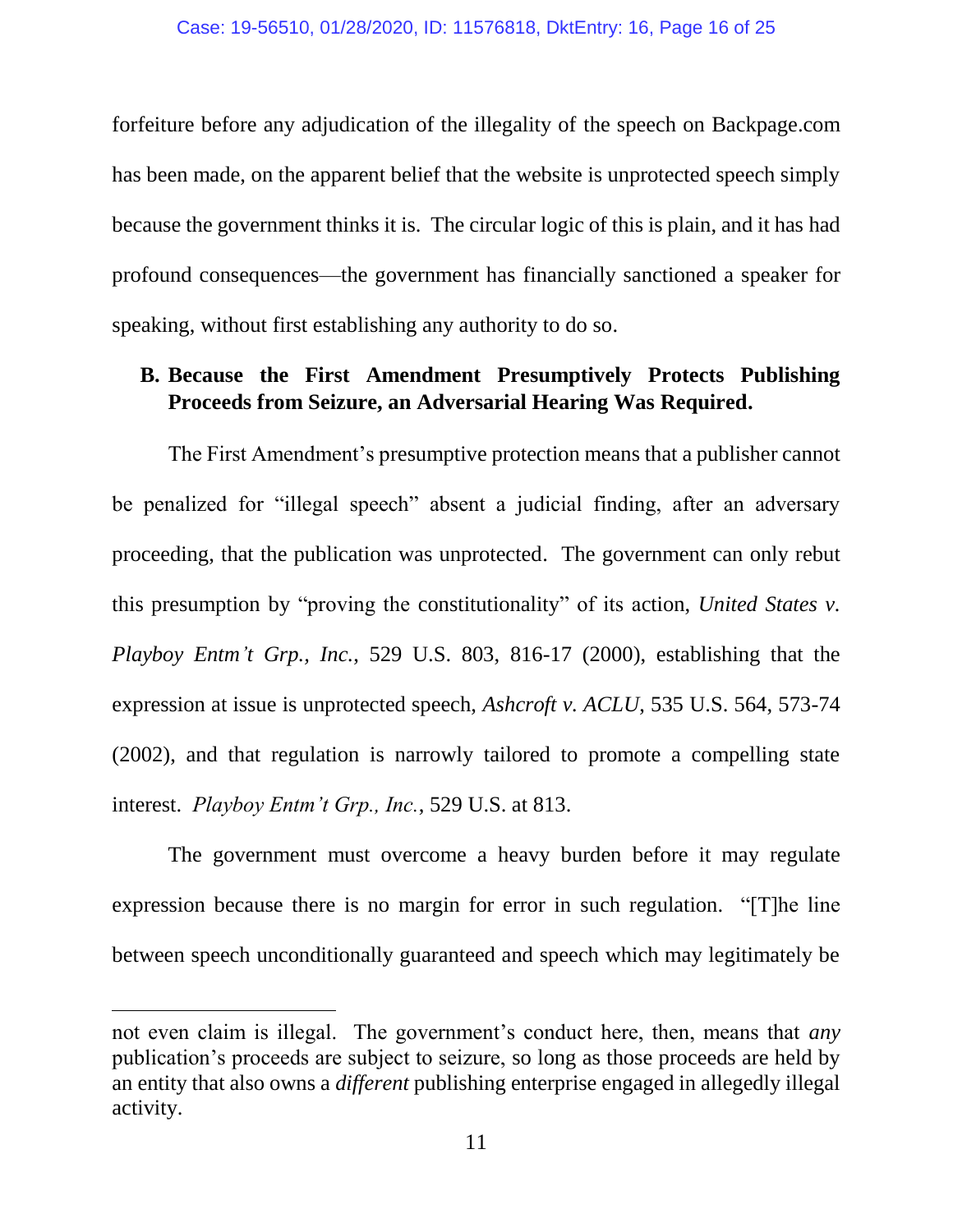forfeiture before any adjudication of the illegality of the speech on Backpage.com has been made, on the apparent belief that the website is unprotected speech simply because the government thinks it is. The circular logic of this is plain, and it has had profound consequences—the government has financially sanctioned a speaker for speaking, without first establishing any authority to do so.

### B. Because the First Amendment Presumptively Protects Publishing Proceeds from Seizure, an Adversarial Hearing Was Required.

The First Amendment's presumptive protection means that a publisher cannot be penalized for "illegal speech" absent a judicial finding, after an adversary proceeding, that the publication was unprotected. The government can only rebut this presumption by "proving the constitutionality" of its action, *United States v. Playboy Entm't Grp., Inc.*, 529 U.S. 803, 816-17 (2000), establishing that the expression at issue is unprotected speech, *Ashcroft v. ACLU*, 535 U.S. 564, 573-74 (2002), and that regulation is narrowly tailored to promote a compelling state interest. *Playboy Entm't Grp., Inc.*, 529 U.S. at 813.

The government must overcome a heavy burden before it may regulate expression because there is no margin for error in such regulation. "[T]he line between speech unconditionally guaranteed and speech which may legitimately be

---

not even claim is illegal. The government's conduct here, then, means that *any* publication's proceeds are subject to seizure, so long as those proceeds are held by an entity that also owns a *different* publishing enterprise engaged in allegedly illegal activity.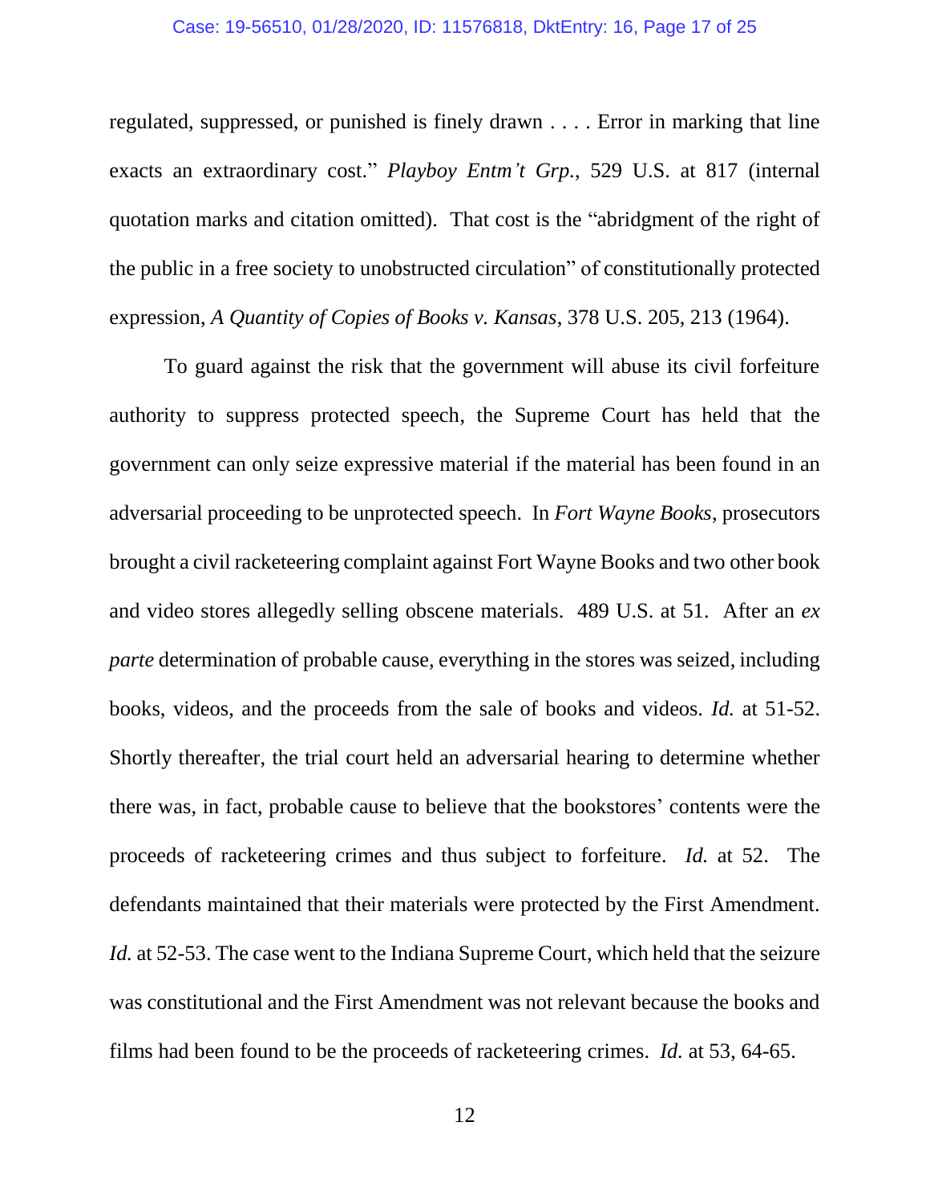regulated, suppressed, or punished is finely drawn . . . . Error in marking that line exacts an extraordinary cost." *Playboy Entm't Grp.*, 529 U.S. at 817 (internal quotation marks and citation omitted). That cost is the "abridgment of the right of the public in a free society to unobstructed circulation" of constitutionally protected expression, *A Quantity of Copies of Books v. Kansas*, 378 U.S. 205, 213 (1964).

To guard against the risk that the government will abuse its civil forfeiture authority to suppress protected speech, the Supreme Court has held that the government can only seize expressive material if the material has been found in an adversarial proceeding to be unprotected speech. In *Fort Wayne Books*, prosecutors brought a civil racketeering complaint against Fort Wayne Books and two other book and video stores allegedly selling obscene materials. 489 U.S. at 51. After an *ex parte* determination of probable cause, everything in the stores was seized, including books, videos, and the proceeds from the sale of books and videos. *Id.* at 51-52. Shortly thereafter, the trial court held an adversarial hearing to determine whether there was, in fact, probable cause to believe that the bookstores' contents were the proceeds of racketeering crimes and thus subject to forfeiture. *Id.* at 52. The defendants maintained that their materials were protected by the First Amendment. *Id.* at 52-53. The case went to the Indiana Supreme Court, which held that the seizure was constitutional and the First Amendment was not relevant because the books and films had been found to be the proceeds of racketeering crimes. *Id.* at 53, 64-65.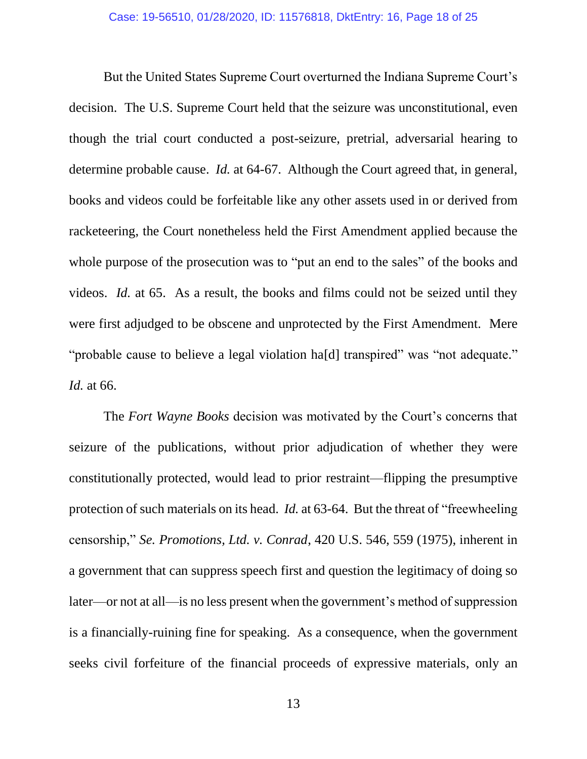But the United States Supreme Court overturned the Indiana Supreme Court's decision. The U.S. Supreme Court held that the seizure was unconstitutional, even though the trial court conducted a post-seizure, pretrial, adversarial hearing to determine probable cause. *Id.* at 64-67. Although the Court agreed that, in general, books and videos could be forfeitable like any other assets used in or derived from racketeering, the Court nonetheless held the First Amendment applied because the whole purpose of the prosecution was to "put an end to the sales" of the books and videos. *Id.* at 65. As a result, the books and films could not be seized until they were first adjudged to be obscene and unprotected by the First Amendment. Mere "probable cause to believe a legal violation ha[d] transpired" was "not adequate." *Id.* at 66.

The *Fort Wayne Books* decision was motivated by the Court's concerns that seizure of the publications, without prior adjudication of whether they were constitutionally protected, would lead to prior restraint—flipping the presumptive protection of such materials on its head. *Id.* at 63-64. But the threat of "freewheeling censorship," *Se. Promotions, Ltd. v. Conrad*, 420 U.S. 546, 559 (1975), inherent in a government that can suppress speech first and question the legitimacy of doing so later—or not at all—is no less present when the government's method of suppression is a financially-ruining fine for speaking. As a consequence, when the government seeks civil forfeiture of the financial proceeds of expressive materials, only an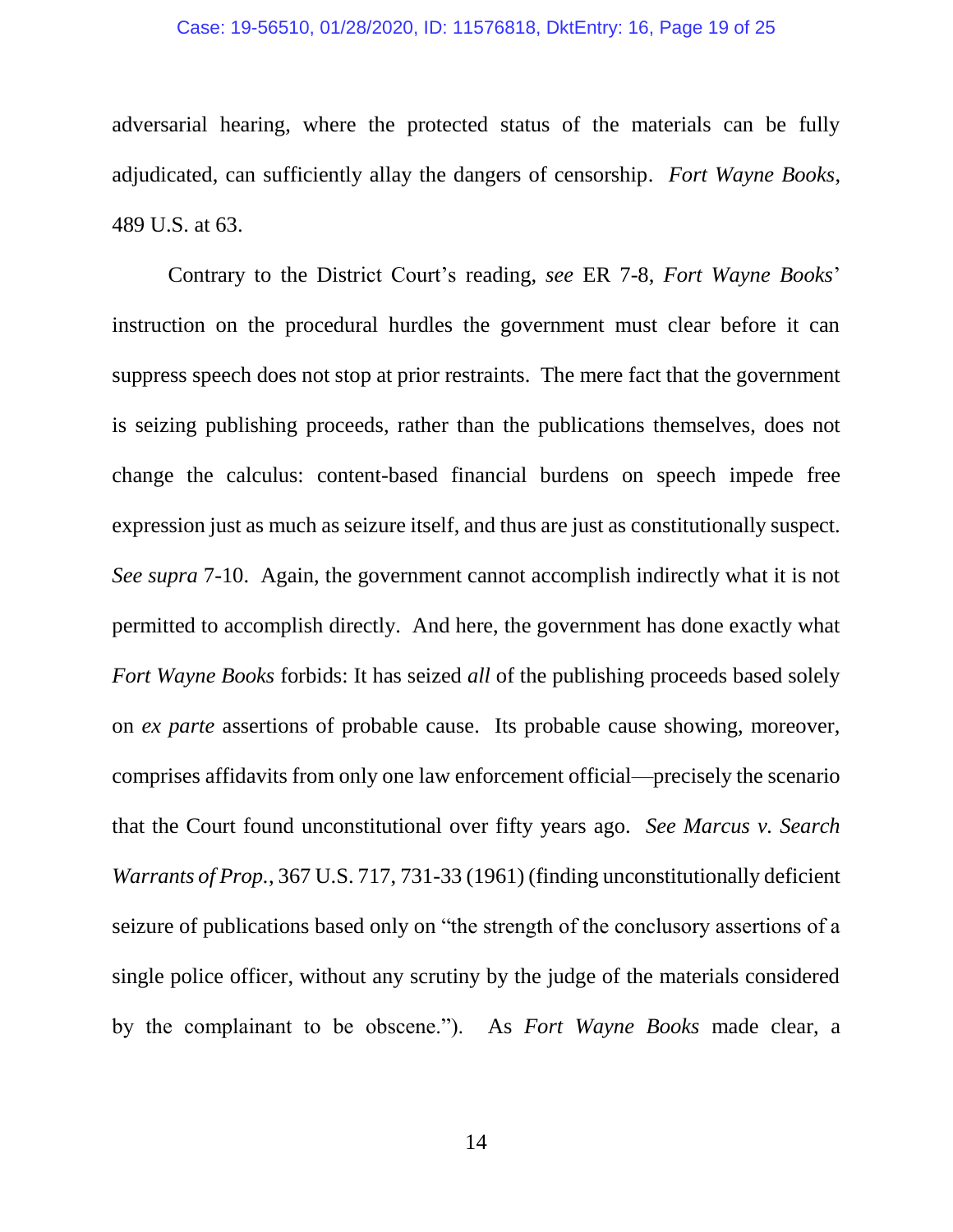adversarial hearing, where the protected status of the materials can be fully adjudicated, can sufficiently allay the dangers of censorship. *Fort Wayne Books*, 489 U.S. at 63.

Contrary to the District Court's reading, *see* ER 7-8, *Fort Wayne Books*' instruction on the procedural hurdles the government must clear before it can suppress speech does not stop at prior restraints. The mere fact that the government is seizing publishing proceeds, rather than the publications themselves, does not change the calculus: content-based financial burdens on speech impede free expression just as much as seizure itself, and thus are just as constitutionally suspect. *See supra* 7-10. Again, the government cannot accomplish indirectly what it is not permitted to accomplish directly. And here, the government has done exactly what *Fort Wayne Books* forbids: It has seized *all* of the publishing proceeds based solely on *ex parte* assertions of probable cause. Its probable cause showing, moreover, comprises affidavits from only one law enforcement official—precisely the scenario that the Court found unconstitutional over fifty years ago. *See Marcus v. Search Warrants of Prop.*, 367 U.S. 717, 731-33 (1961) (finding unconstitutionally deficient seizure of publications based only on "the strength of the conclusory assertions of a single police officer, without any scrutiny by the judge of the materials considered by the complainant to be obscene."). As *Fort Wayne Books* made clear, a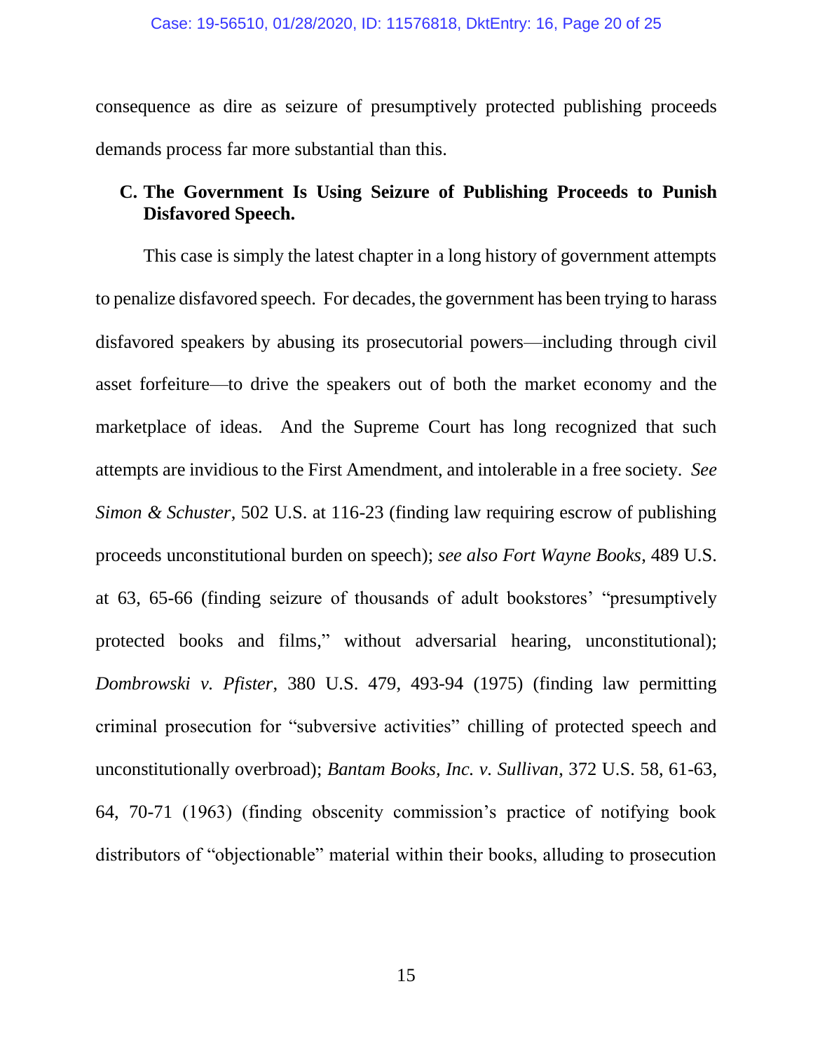consequence as dire as seizure of presumptively protected publishing proceeds demands process far more substantial than this.

### C. The Government Is Using Seizure of Publishing Proceeds to Punish Disfavored Speech.

This case is simply the latest chapter in a long history of government attempts to penalize disfavored speech. For decades, the government has been trying to harass disfavored speakers by abusing its prosecutorial powers—including through civil asset forfeiture—to drive the speakers out of both the market economy and the marketplace of ideas. And the Supreme Court has long recognized that such attempts are invidious to the First Amendment, and intolerable in a free society. *See Simon & Schuster*, 502 U.S. at 116-23 (finding law requiring escrow of publishing proceeds unconstitutional burden on speech); *see also Fort Wayne Books*, 489 U.S. at 63, 65-66 (finding seizure of thousands of adult bookstores' "presumptively protected books and films," without adversarial hearing, unconstitutional); *Dombrowski v. Pfister*, 380 U.S. 479, 493-94 (1975) (finding law permitting criminal prosecution for "subversive activities" chilling of protected speech and unconstitutionally overbroad); *Bantam Books, Inc. v. Sullivan*, 372 U.S. 58, 61-63, 64, 70-71 (1963) (finding obscenity commission's practice of notifying book distributors of "objectionable" material within their books, alluding to prosecution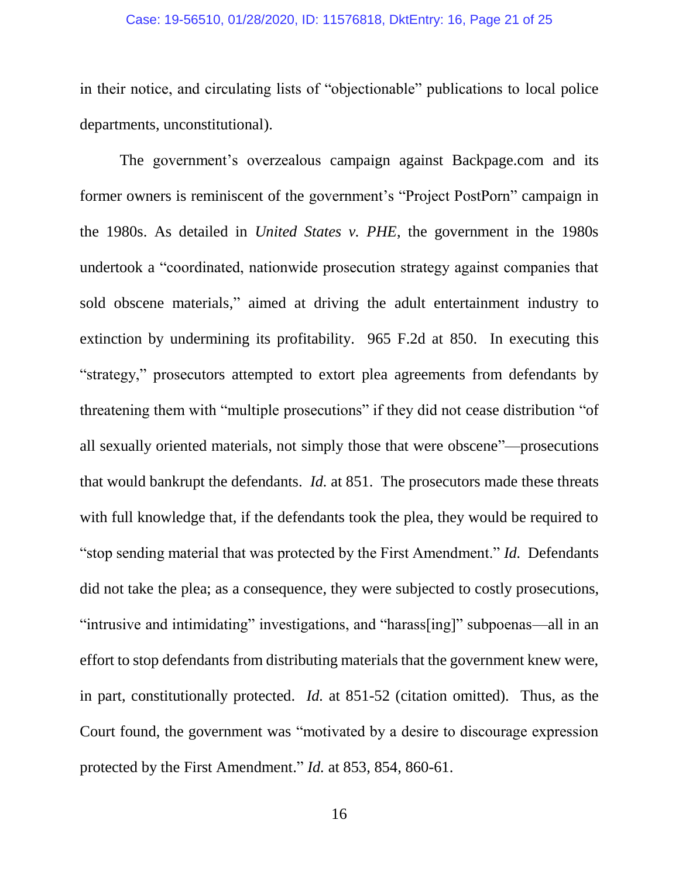in their notice, and circulating lists of "objectionable" publications to local police departments, unconstitutional).

The government's overzealous campaign against Backpage.com and its former owners is reminiscent of the government's "Project PostPorn" campaign in the 1980s. As detailed in *United States v. PHE*, the government in the 1980s undertook a "coordinated, nationwide prosecution strategy against companies that sold obscene materials," aimed at driving the adult entertainment industry to extinction by undermining its profitability. 965 F.2d at 850. In executing this "strategy," prosecutors attempted to extort plea agreements from defendants by threatening them with "multiple prosecutions" if they did not cease distribution "of all sexually oriented materials, not simply those that were obscene"—prosecutions that would bankrupt the defendants. *Id.* at 851. The prosecutors made these threats with full knowledge that, if the defendants took the plea, they would be required to "stop sending material that was protected by the First Amendment." *Id.* Defendants did not take the plea; as a consequence, they were subjected to costly prosecutions, "intrusive and intimidating" investigations, and "harass[ing]" subpoenas—all in an effort to stop defendants from distributing materials that the government knew were, in part, constitutionally protected. *Id.* at 851-52 (citation omitted). Thus, as the Court found, the government was "motivated by a desire to discourage expression protected by the First Amendment." *Id.* at 853, 854, 860-61.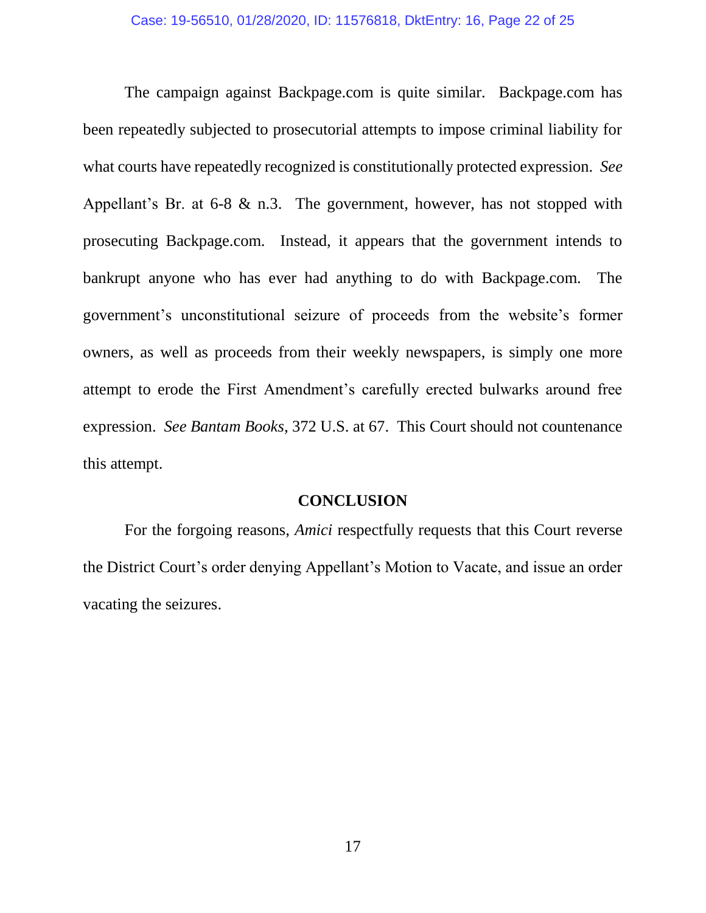The campaign against Backpage.com is quite similar. Backpage.com has been repeatedly subjected to prosecutorial attempts to impose criminal liability for what courts have repeatedly recognized is constitutionally protected expression. *See* Appellant's Br. at 6-8 & n.3. The government, however, has not stopped with prosecuting Backpage.com. Instead, it appears that the government intends to bankrupt anyone who has ever had anything to do with Backpage.com. The government's unconstitutional seizure of proceeds from the website's former owners, as well as proceeds from their weekly newspapers, is simply one more attempt to erode the First Amendment's carefully erected bulwarks around free expression. *See Bantam Books*, 372 U.S. at 67. This Court should not countenance this attempt.

## CONCLUSION

For the forgoing reasons, *Amici* respectfully requests that this Court reverse the District Court's order denying Appellant's Motion to Vacate, and issue an order vacating the seizures.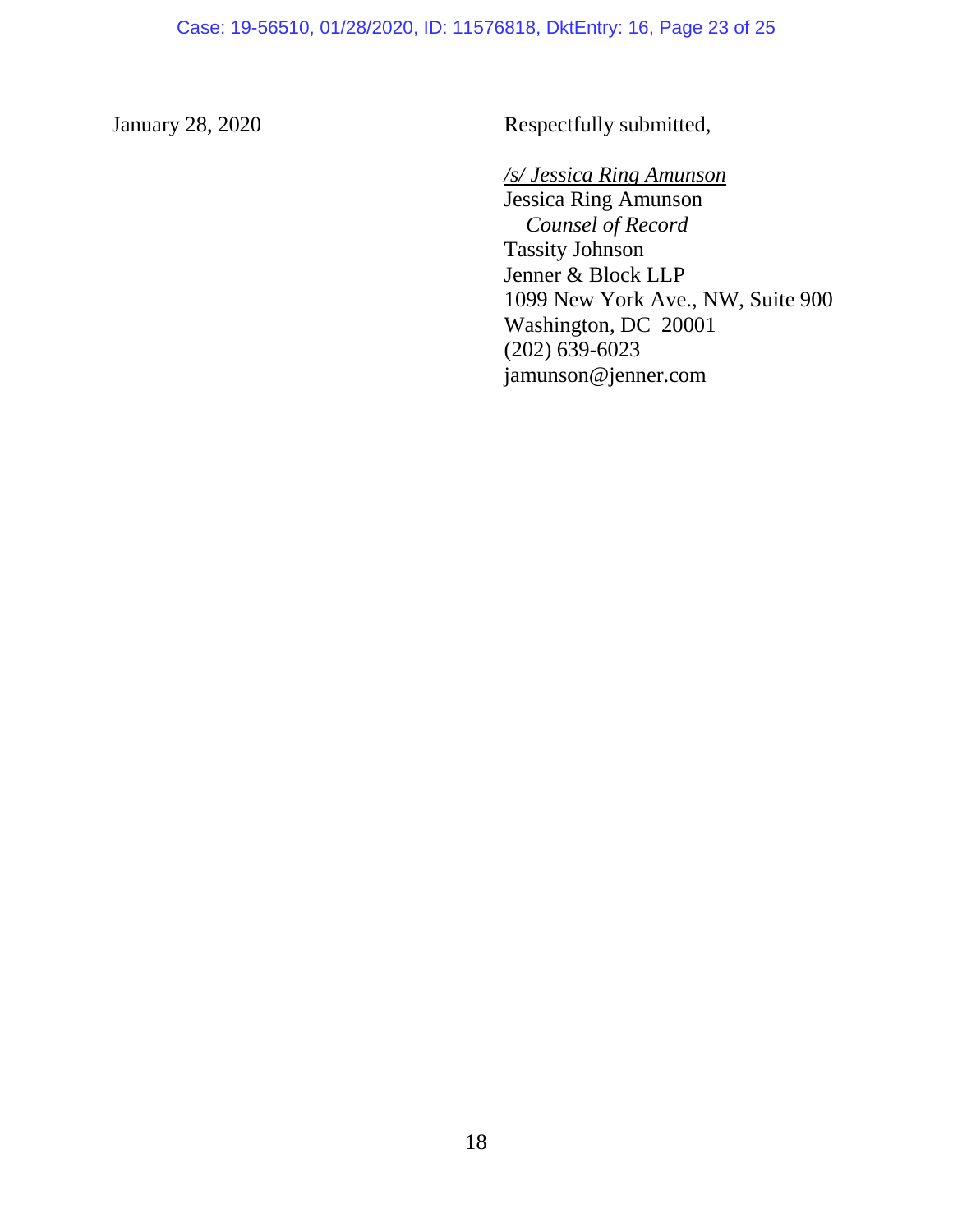January 28, 2020

Respectfully submitted,

*/s/ Jessica Ring Amunson*
Jessica Ring Amunson
*Counsel of Record*
Tassity Johnson
Jenner & Block LLP
1099 New York Ave., NW, Suite 900
Washington, DC 20001
(202) 639-6023
jamunson@jenner.com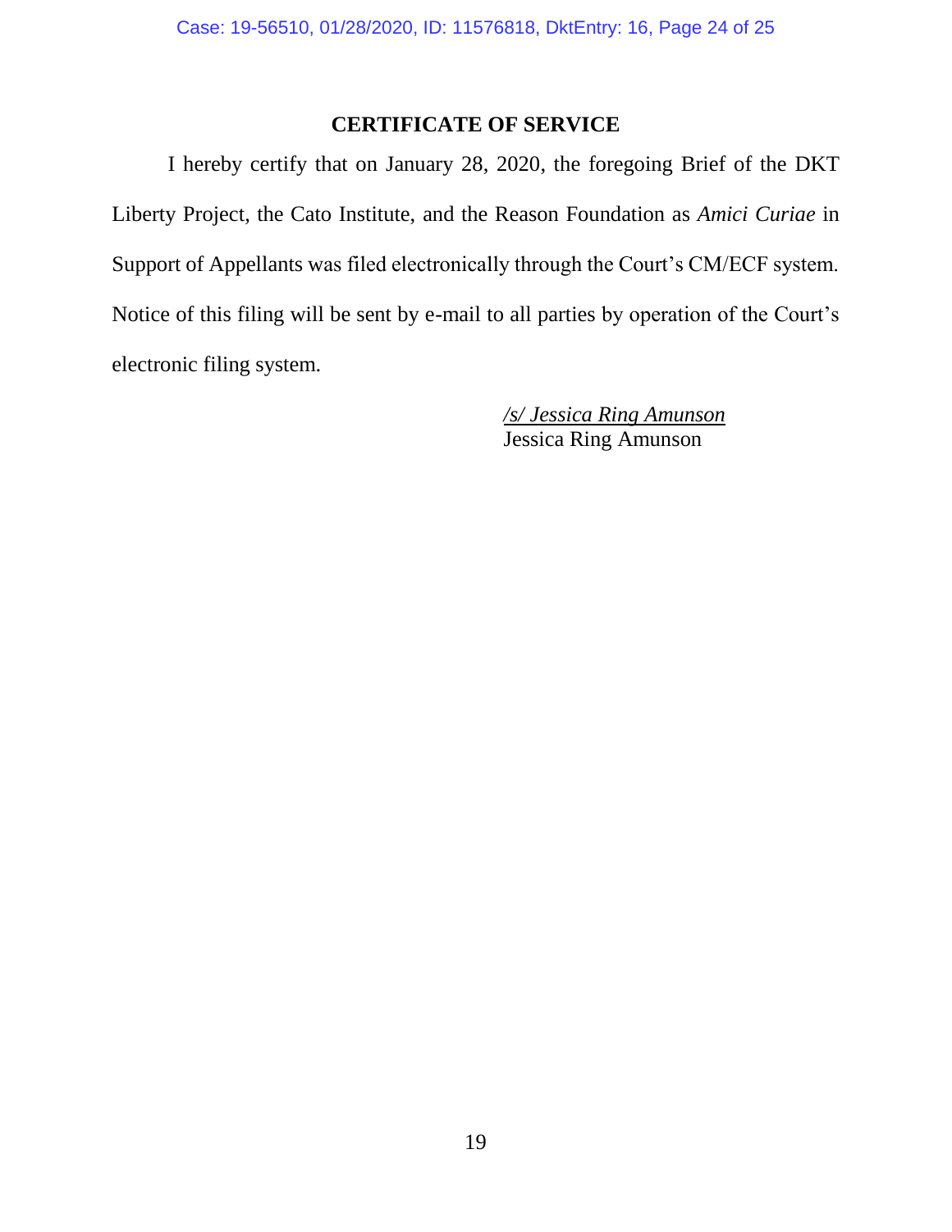## CERTIFICATE OF SERVICE

I hereby certify that on January 28, 2020, the foregoing Brief of the DKT Liberty Project, the Cato Institute, and the Reason Foundation as *Amici Curiae* in Support of Appellants was filed electronically through the Court's CM/ECF system. Notice of this filing will be sent by e-mail to all parties by operation of the Court's electronic filing system.

*/s/ Jessica Ring Amunson*
Jessica Ring Amunson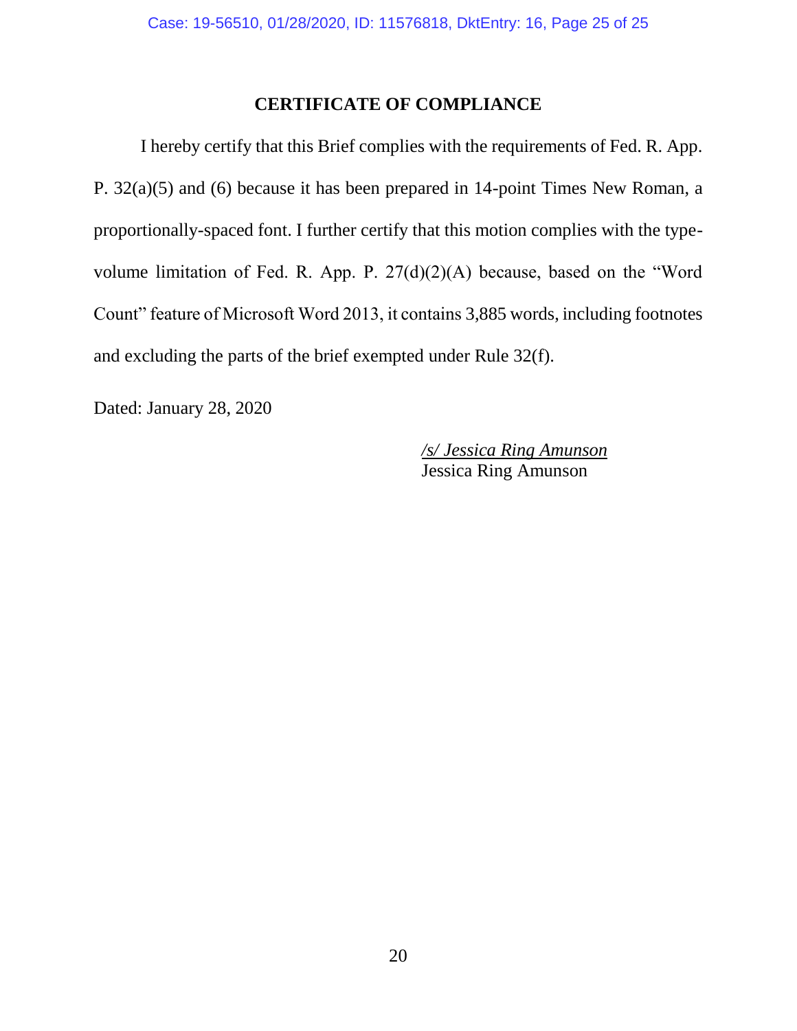## CERTIFICATE OF COMPLIANCE

I hereby certify that this Brief complies with the requirements of Fed. R. App. P. 32(a)(5) and (6) because it has been prepared in 14-point Times New Roman, a proportionally-spaced font. I further certify that this motion complies with the type-volume limitation of Fed. R. App. P. 27(d)(2)(A) because, based on the "Word Count" feature of Microsoft Word 2013, it contains 3,885 words, including footnotes and excluding the parts of the brief exempted under Rule 32(f).

Dated: January 28, 2020

*/s/ Jessica Ring Amunson*
Jessica Ring Amunson